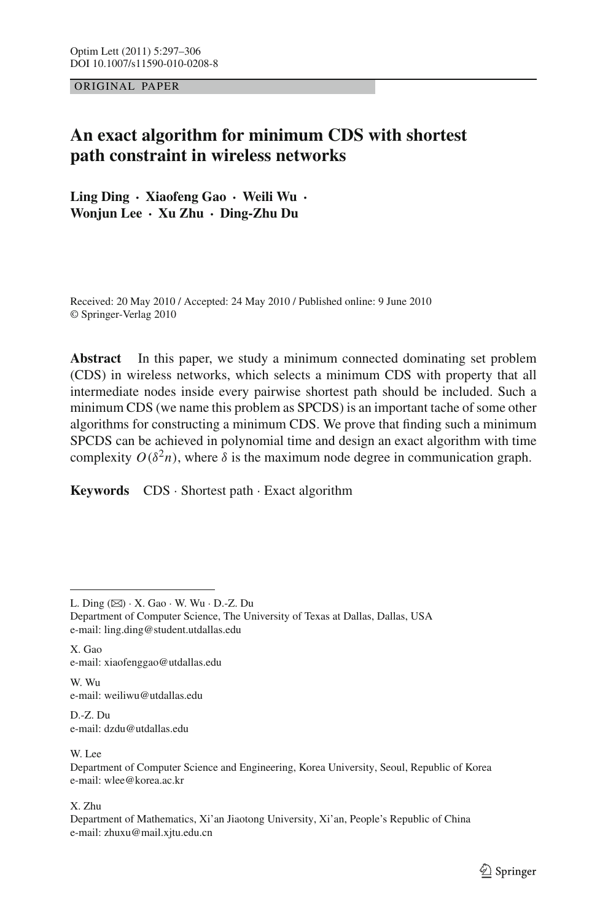ORIGINAL PAPER

# An exact algorithm for minimum CDS with shortest path constraint in wireless networks

**Ling Ding · Xiaofeng Gao · Weili Wu · Wonjun Lee · Xu Zhu · Ding-Zhu Du**

Received: 20 May 2010 / Accepted: 24 May 2010 / Published online: 9 June 2010
© Springer-Verlag 2010

**Abstract** In this paper, we study a minimum connected dominating set problem (CDS) in wireless networks, which selects a minimum CDS with property that all intermediate nodes inside every pairwise shortest path should be included. Such a minimum CDS (we name this problem as SPCDS) is an important tache of some other algorithms for constructing a minimum CDS. We prove that finding such a minimum SPCDS can be achieved in polynomial time and design an exact algorithm with time complexity $O(\delta^2 n)$, where $\delta$ is the maximum node degree in communication graph.

**Keywords** CDS · Shortest path · Exact algorithm

---

L. Ding (✉) · X. Gao · W. Wu · D.-Z. Du
Department of Computer Science, The University of Texas at Dallas, Dallas, USA
e-mail: ling.ding@student.utdallas.edu

X. Gao
e-mail: xiaofenggao@utdallas.edu

W. Wu
e-mail: weiliwu@utdallas.edu

D.-Z. Du
e-mail: dzdu@utdallas.edu

W. Lee
Department of Computer Science and Engineering, Korea University, Seoul, Republic of Korea
e-mail: wlee@korea.ac.kr

X. Zhu
Department of Mathematics, Xi'an Jiaotong University, Xi'an, People's Republic of China
e-mail: zhuxu@mail.xjtu.edu.cn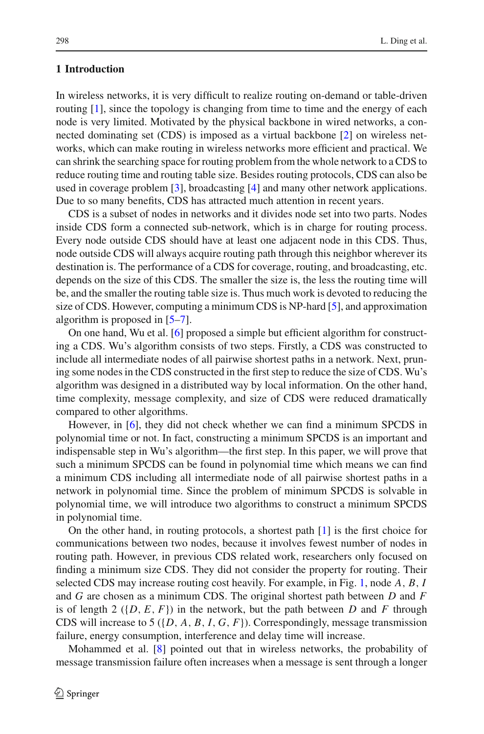## 1 Introduction

In wireless networks, it is very difficult to realize routing on-demand or table-driven routing [1], since the topology is changing from time to time and the energy of each node is very limited. Motivated by the physical backbone in wired networks, a connected dominating set (CDS) is imposed as a virtual backbone [2] on wireless networks, which can make routing in wireless networks more efficient and practical. We can shrink the searching space for routing problem from the whole network to a CDS to reduce routing time and routing table size. Besides routing protocols, CDS can also be used in coverage problem [3], broadcasting [4] and many other network applications. Due to so many benefits, CDS has attracted much attention in recent years.

CDS is a subset of nodes in networks and it divides node set into two parts. Nodes inside CDS form a connected sub-network, which is in charge for routing process. Every node outside CDS should have at least one adjacent node in this CDS. Thus, node outside CDS will always acquire routing path through this neighbor wherever its destination is. The performance of a CDS for coverage, routing, and broadcasting, etc. depends on the size of this CDS. The smaller the size is, the less the routing time will be, and the smaller the routing table size is. Thus much work is devoted to reducing the size of CDS. However, computing a minimum CDS is NP-hard [5], and approximation algorithm is proposed in [5–7].

On one hand, Wu et al. [6] proposed a simple but efficient algorithm for constructing a CDS. Wu's algorithm consists of two steps. Firstly, a CDS was constructed to include all intermediate nodes of all pairwise shortest paths in a network. Next, pruning some nodes in the CDS constructed in the first step to reduce the size of CDS. Wu's algorithm was designed in a distributed way by local information. On the other hand, time complexity, message complexity, and size of CDS were reduced dramatically compared to other algorithms.

However, in [6], they did not check whether we can find a minimum SPCDS in polynomial time or not. In fact, constructing a minimum SPCDS is an important and indispensable step in Wu's algorithm—the first step. In this paper, we will prove that such a minimum SPCDS can be found in polynomial time which means we can find a minimum CDS including all intermediate node of all pairwise shortest paths in a network in polynomial time. Since the problem of minimum SPCDS is solvable in polynomial time, we will introduce two algorithms to construct a minimum SPCDS in polynomial time.

On the other hand, in routing protocols, a shortest path [1] is the first choice for communications between two nodes, because it involves fewest number of nodes in routing path. However, in previous CDS related work, researchers only focused on finding a minimum size CDS. They did not consider the property for routing. Their selected CDS may increase routing cost heavily. For example, in Fig. 1, node $A$, $B$, $I$ and $G$ are chosen as a minimum CDS. The original shortest path between $D$ and $F$ is of length 2 ($\{D, E, F\}$) in the network, but the path between $D$ and $F$ through CDS will increase to 5 ($\{D, A, B, I, G, F\}$). Correspondingly, message transmission failure, energy consumption, interference and delay time will increase.

Mohammed et al. [8] pointed out that in wireless networks, the probability of message transmission failure often increases when a message is sent through a longer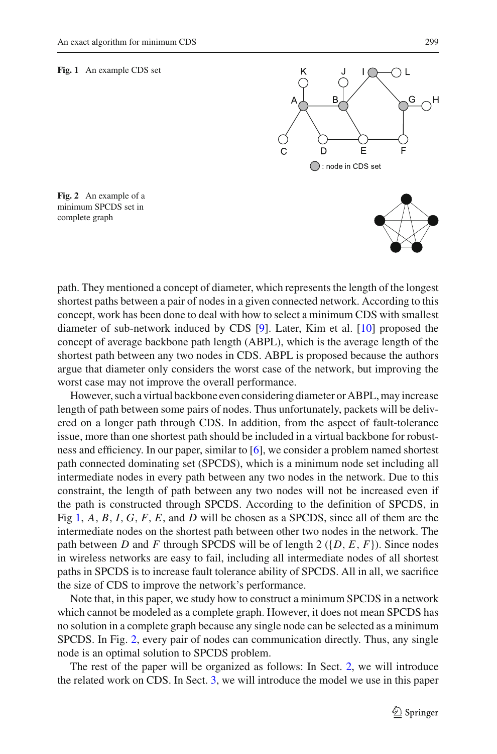**Fig. 1** An example CDS set

**Fig. 2** An example of a minimum SPCDS set in complete graph

path. They mentioned a concept of diameter, which represents the length of the longest shortest paths between a pair of nodes in a given connected network. According to this concept, work has been done to deal with how to select a minimum CDS with smallest diameter of sub-network induced by CDS [9]. Later, Kim et al. [10] proposed the concept of average backbone path length (ABPL), which is the average length of the shortest path between any two nodes in CDS. ABPL is proposed because the authors argue that diameter only considers the worst case of the network, but improving the worst case may not improve the overall performance.

However, such a virtual backbone even considering diameter or ABPL, may increase length of path between some pairs of nodes. Thus unfortunately, packets will be delivered on a longer path through CDS. In addition, from the aspect of fault-tolerance issue, more than one shortest path should be included in a virtual backbone for robustness and efficiency. In our paper, similar to [6], we consider a problem named shortest path connected dominating set (SPCDS), which is a minimum node set including all intermediate nodes in every path between any two nodes in the network. Due to this constraint, the length of path between any two nodes will not be increased even if the path is constructed through SPCDS. According to the definition of SPCDS, in Fig 1, $A$, $B$, $I$, $G$, $F$, $E$, and $D$ will be chosen as a SPCDS, since all of them are the intermediate nodes on the shortest path between other two nodes in the network. The path between $D$ and $F$ through SPCDS will be of length 2 ($\{D, E, F\}$). Since nodes in wireless networks are easy to fail, including all intermediate nodes of all shortest paths in SPCDS is to increase fault tolerance ability of SPCDS. All in all, we sacrifice the size of CDS to improve the network's performance.

Note that, in this paper, we study how to construct a minimum SPCDS in a network which cannot be modeled as a complete graph. However, it does not mean SPCDS has no solution in a complete graph because any single node can be selected as a minimum SPCDS. In Fig. 2, every pair of nodes can communication directly. Thus, any single node is an optimal solution to SPCDS problem.

The rest of the paper will be organized as follows: In Sect. 2, we will introduce the related work on CDS. In Sect. 3, we will introduce the model we use in this paper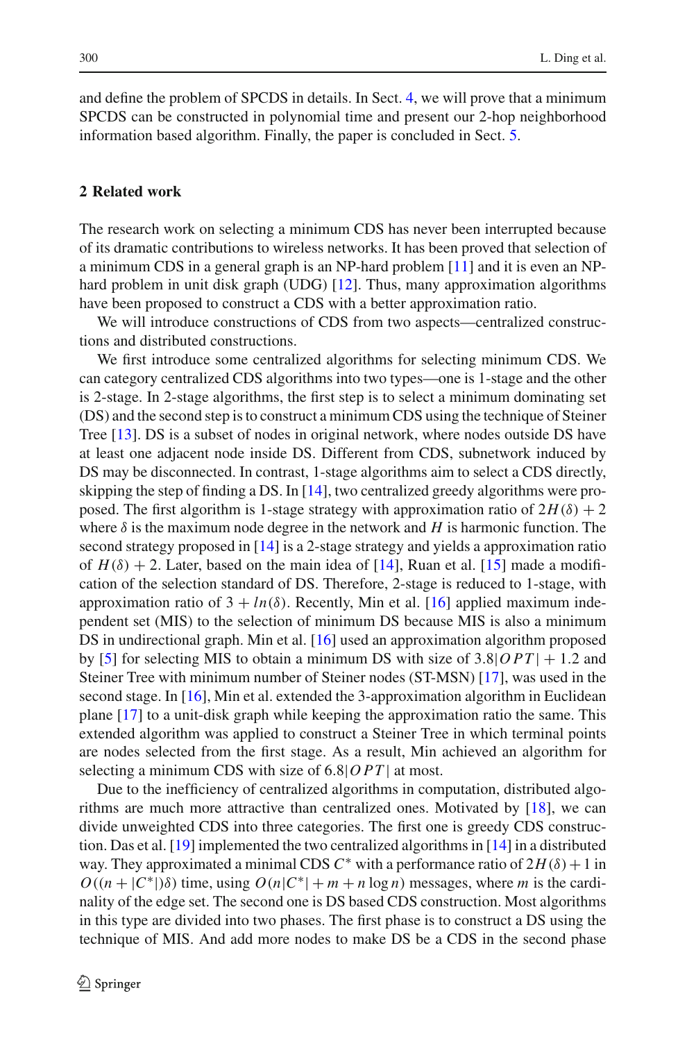and define the problem of SPCDS in details. In Sect. 4, we will prove that a minimum SPCDS can be constructed in polynomial time and present our 2-hop neighborhood information based algorithm. Finally, the paper is concluded in Sect. 5.

## 2 Related work

The research work on selecting a minimum CDS has never been interrupted because of its dramatic contributions to wireless networks. It has been proved that selection of a minimum CDS in a general graph is an NP-hard problem [11] and it is even an NP-hard problem in unit disk graph (UDG) [12]. Thus, many approximation algorithms have been proposed to construct a CDS with a better approximation ratio.

We will introduce constructions of CDS from two aspects—centralized constructions and distributed constructions.

We first introduce some centralized algorithms for selecting minimum CDS. We can category centralized CDS algorithms into two types—one is 1-stage and the other is 2-stage. In 2-stage algorithms, the first step is to select a minimum dominating set (DS) and the second step is to construct a minimum CDS using the technique of Steiner Tree [13]. DS is a subset of nodes in original network, where nodes outside DS have at least one adjacent node inside DS. Different from CDS, subnetwork induced by DS may be disconnected. In contrast, 1-stage algorithms aim to select a CDS directly, skipping the step of finding a DS. In [14], two centralized greedy algorithms were proposed. The first algorithm is 1-stage strategy with approximation ratio of $2H(\delta) + 2$ where $\delta$ is the maximum node degree in the network and $H$ is harmonic function. The second strategy proposed in [14] is a 2-stage strategy and yields a approximation ratio of $H(\delta) + 2$. Later, based on the main idea of [14], Ruan et al. [15] made a modification of the selection standard of DS. Therefore, 2-stage is reduced to 1-stage, with approximation ratio of $3 + ln(\delta)$. Recently, Min et al. [16] applied maximum independent set (MIS) to the selection of minimum DS because MIS is also a minimum DS in undirectional graph. Min et al. [16] used an approximation algorithm proposed by [5] for selecting MIS to obtain a minimum DS with size of $3.8|OPT| + 1.2$ and Steiner Tree with minimum number of Steiner nodes (ST-MSN) [17], was used in the second stage. In [16], Min et al. extended the 3-approximation algorithm in Euclidean plane [17] to a unit-disk graph while keeping the approximation ratio the same. This extended algorithm was applied to construct a Steiner Tree in which terminal points are nodes selected from the first stage. As a result, Min achieved an algorithm for selecting a minimum CDS with size of $6.8|OPT|$ at most.

Due to the inefficiency of centralized algorithms in computation, distributed algorithms are much more attractive than centralized ones. Motivated by [18], we can divide unweighted CDS into three categories. The first one is greedy CDS construction. Das et al. [19] implemented the two centralized algorithms in [14] in a distributed way. They approximated a minimal CDS $C^*$ with a performance ratio of $2H(\delta) + 1$ in $O((n + |C^*|)\delta)$ time, using $O(n|C^*| + m + n \log n)$ messages, where $m$ is the cardinality of the edge set. The second one is DS based CDS construction. Most algorithms in this type are divided into two phases. The first phase is to construct a DS using the technique of MIS. And add more nodes to make DS be a CDS in the second phase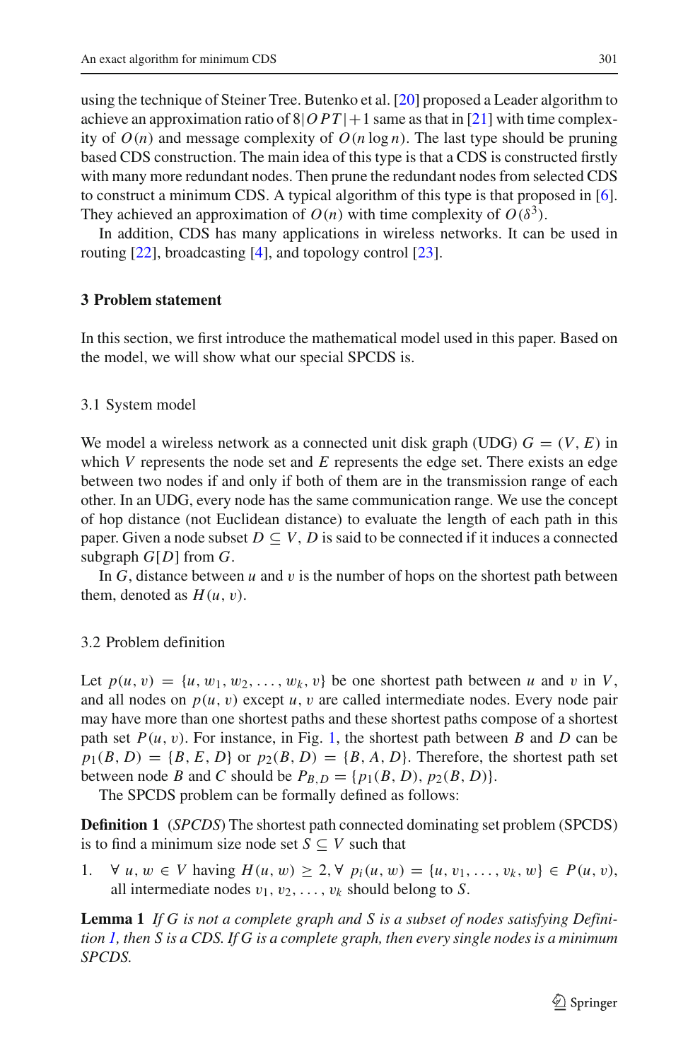using the technique of Steiner Tree. Butenko et al. [20] proposed a Leader algorithm to achieve an approximation ratio of $8|OPT|+1$ same as that in [21] with time complexity of $O(n)$ and message complexity of $O(n \log n)$. The last type should be pruning based CDS construction. The main idea of this type is that a CDS is constructed firstly with many more redundant nodes. Then prune the redundant nodes from selected CDS to construct a minimum CDS. A typical algorithm of this type is that proposed in [6]. They achieved an approximation of $O(n)$ with time complexity of $O(\delta^3)$.

In addition, CDS has many applications in wireless networks. It can be used in routing [22], broadcasting [4], and topology control [23].

## 3 Problem statement

In this section, we first introduce the mathematical model used in this paper. Based on the model, we will show what our special SPCDS is.

### 3.1 System model

We model a wireless network as a connected unit disk graph (UDG) $G = (V, E)$ in which $V$ represents the node set and $E$ represents the edge set. There exists an edge between two nodes if and only if both of them are in the transmission range of each other. In an UDG, every node has the same communication range. We use the concept of hop distance (not Euclidean distance) to evaluate the length of each path in this paper. Given a node subset $D \subseteq V$, $D$ is said to be connected if it induces a connected subgraph $G[D]$ from $G$.

In $G$, distance between $u$ and $v$ is the number of hops on the shortest path between them, denoted as $H(u, v)$.

### 3.2 Problem definition

Let $p(u, v) = \{u, w_1, w_2, \ldots, w_k, v\}$ be one shortest path between $u$ and $v$ in $V$, and all nodes on $p(u, v)$ except $u, v$ are called intermediate nodes. Every node pair may have more than one shortest paths and these shortest paths compose of a shortest path set $P(u, v)$. For instance, in Fig. 1, the shortest path between $B$ and $D$ can be $p_1(B, D) = \{B, E, D\}$ or $p_2(B, D) = \{B, A, D\}$. Therefore, the shortest path set between node $B$ and $C$ should be $P_{B,D} = \{p_1(B, D), p_2(B, D)\}$.

The SPCDS problem can be formally defined as follows:

**Definition 1** (*SPCDS*) The shortest path connected dominating set problem (SPCDS) is to find a minimum size node set $S \subseteq V$ such that

1. $\forall\ u, w \in V$ having $H(u, w) \geq 2, \forall\ p_i(u, w) = \{u, v_1, \ldots, v_k, w\} \in P(u, v)$, all intermediate nodes $v_1, v_2, \ldots, v_k$ should belong to $S$.

**Lemma 1** *If $G$ is not a complete graph and $S$ is a subset of nodes satisfying Definition 1, then $S$ is a CDS. If $G$ is a complete graph, then every single nodes is a minimum SPCDS.*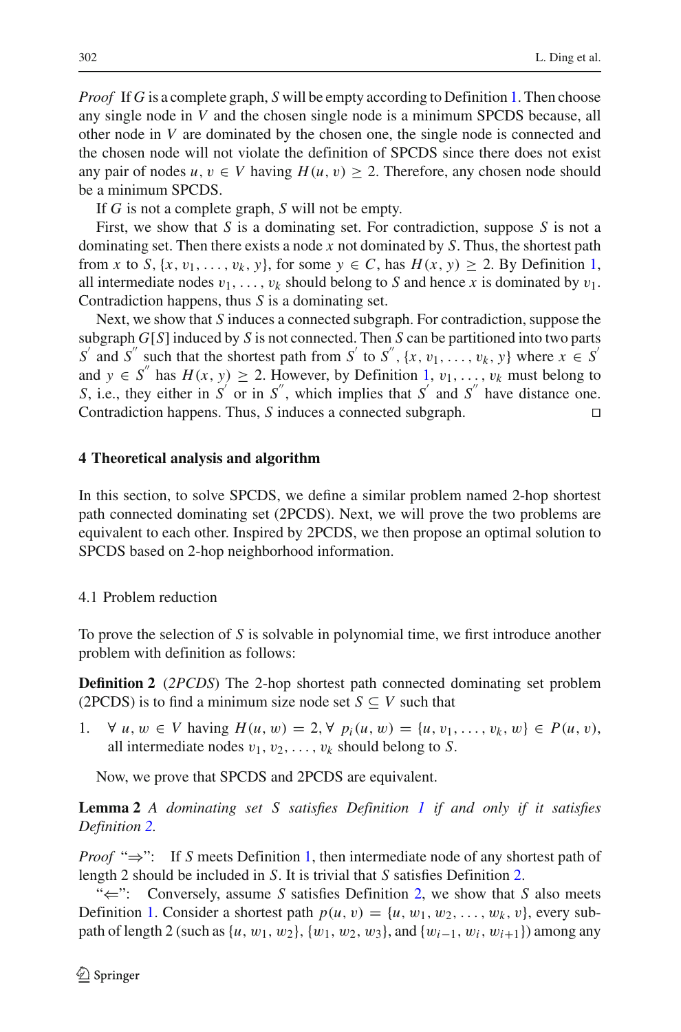*Proof* If $G$ is a complete graph, $S$ will be empty according to Definition 1. Then choose any single node in $V$ and the chosen single node is a minimum SPCDS because, all other node in $V$ are dominated by the chosen one, the single node is connected and the chosen node will not violate the definition of SPCDS since there does not exist any pair of nodes $u, v \in V$ having $H(u, v) \geq 2$. Therefore, any chosen node should be a minimum SPCDS.

If $G$ is not a complete graph, $S$ will not be empty.

First, we show that $S$ is a dominating set. For contradiction, suppose $S$ is not a dominating set. Then there exists a node $x$ not dominated by $S$. Thus, the shortest path from $x$ to $S$, $\{x, v_1, \ldots, v_k, y\}$, for some $y \in C$, has $H(x, y) \geq 2$. By Definition 1, all intermediate nodes $v_1, \ldots, v_k$ should belong to $S$ and hence $x$ is dominated by $v_1$. Contradiction happens, thus $S$ is a dominating set.

Next, we show that $S$ induces a connected subgraph. For contradiction, suppose the subgraph $G[S]$ induced by $S$ is not connected. Then $S$ can be partitioned into two parts $S^{'}$ and $S^{''}$ such that the shortest path from $S^{'}$ to $S^{''}$, $\{x, v_1, \ldots, v_k, y\}$ where $x \in S^{'}$ and $y \in S^{''}$ has $H(x, y) \geq 2$. However, by Definition 1, $v_1, \ldots, v_k$ must belong to $S$, i.e., they either in $S^{'}$ or in $S^{''}$, which implies that $S^{'}$ and $S^{''}$ have distance one. Contradiction happens. Thus, $S$ induces a connected subgraph. □

## 4 Theoretical analysis and algorithm

In this section, to solve SPCDS, we define a similar problem named 2-hop shortest path connected dominating set (2PCDS). Next, we will prove the two problems are equivalent to each other. Inspired by 2PCDS, we then propose an optimal solution to SPCDS based on 2-hop neighborhood information.

### 4.1 Problem reduction

To prove the selection of $S$ is solvable in polynomial time, we first introduce another problem with definition as follows:

**Definition 2** (*2PCDS*) The 2-hop shortest path connected dominating set problem (2PCDS) is to find a minimum size node set $S \subseteq V$ such that

1. $\forall\ u, w \in V$ having $H(u, w) = 2, \forall\ p_i(u, w) = \{u, v_1, \ldots, v_k, w\} \in P(u, v)$, all intermediate nodes $v_1, v_2, \ldots, v_k$ should belong to $S$.

Now, we prove that SPCDS and 2PCDS are equivalent.

**Lemma 2** *A dominating set S satisfies Definition 1 if and only if it satisfies Definition 2.*

*Proof* "⇒": If $S$ meets Definition 1, then intermediate node of any shortest path of length 2 should be included in $S$. It is trivial that $S$ satisfies Definition 2.

"⇐": Conversely, assume $S$ satisfies Definition 2, we show that $S$ also meets Definition 1. Consider a shortest path $p(u, v) = \{u, w_1, w_2, \ldots, w_k, v\}$, every sub-path of length 2 (such as $\{u, w_1, w_2\}$, $\{w_1, w_2, w_3\}$, and $\{w_{i-1}, w_i, w_{i+1}\}$) among any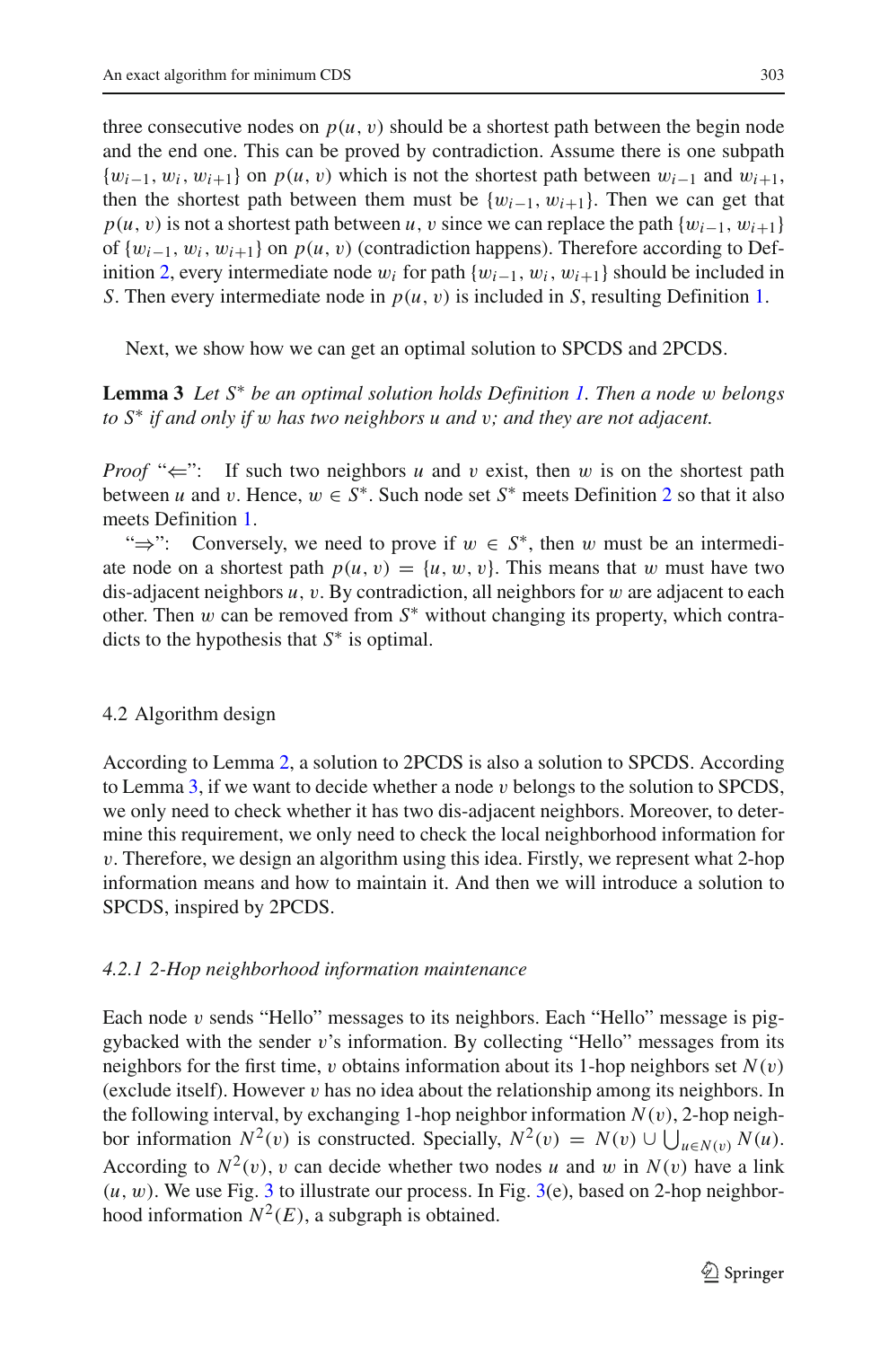three consecutive nodes on $p(u, v)$ should be a shortest path between the begin node and the end one. This can be proved by contradiction. Assume there is one subpath $\{w_{i-1}, w_i, w_{i+1}\}$ on $p(u, v)$ which is not the shortest path between $w_{i-1}$ and $w_{i+1}$, then the shortest path between them must be $\{w_{i-1}, w_{i+1}\}$. Then we can get that $p(u, v)$ is not a shortest path between $u, v$ since we can replace the path $\{w_{i-1}, w_{i+1}\}$ of $\{w_{i-1}, w_i, w_{i+1}\}$ on $p(u, v)$ (contradiction happens). Therefore according to Definition 2, every intermediate node $w_i$ for path $\{w_{i-1}, w_i, w_{i+1}\}$ should be included in $S$. Then every intermediate node in $p(u, v)$ is included in $S$, resulting Definition 1.

Next, we show how we can get an optimal solution to SPCDS and 2PCDS.

**Lemma 3** *Let $S^*$ be an optimal solution holds Definition 1. Then a node $w$ belongs to $S^*$ if and only if $w$ has two neighbors $u$ and $v$; and they are not adjacent.*

*Proof* "$\Leftarrow$": If such two neighbors $u$ and $v$ exist, then $w$ is on the shortest path between $u$ and $v$. Hence, $w \in S^*$. Such node set $S^*$ meets Definition 2 so that it also meets Definition 1.

"$\Rightarrow$": Conversely, we need to prove if $w \in S^*$, then $w$ must be an intermediate node on a shortest path $p(u, v) = \{u, w, v\}$. This means that $w$ must have two dis-adjacent neighbors $u, v$. By contradiction, all neighbors for $w$ are adjacent to each other. Then $w$ can be removed from $S^*$ without changing its property, which contradicts to the hypothesis that $S^*$ is optimal.

## 4.2 Algorithm design

According to Lemma 2, a solution to 2PCDS is also a solution to SPCDS. According to Lemma 3, if we want to decide whether a node $v$ belongs to the solution to SPCDS, we only need to check whether it has two dis-adjacent neighbors. Moreover, to determine this requirement, we only need to check the local neighborhood information for $v$. Therefore, we design an algorithm using this idea. Firstly, we represent what 2-hop information means and how to maintain it. And then we will introduce a solution to SPCDS, inspired by 2PCDS.

### *4.2.1 2-Hop neighborhood information maintenance*

Each node $v$ sends "Hello" messages to its neighbors. Each "Hello" message is piggybacked with the sender $v$'s information. By collecting "Hello" messages from its neighbors for the first time, $v$ obtains information about its 1-hop neighbors set $N(v)$ (exclude itself). However $v$ has no idea about the relationship among its neighbors. In the following interval, by exchanging 1-hop neighbor information $N(v)$, 2-hop neighbor information $N^2(v)$ is constructed. Specially, $N^2(v) = N(v) \cup \bigcup_{u \in N(v)} N(u)$. According to $N^2(v)$, $v$ can decide whether two nodes $u$ and $w$ in $N(v)$ have a link $(u, w)$. We use Fig. 3 to illustrate our process. In Fig. 3(e), based on 2-hop neighborhood information $N^2(E)$, a subgraph is obtained.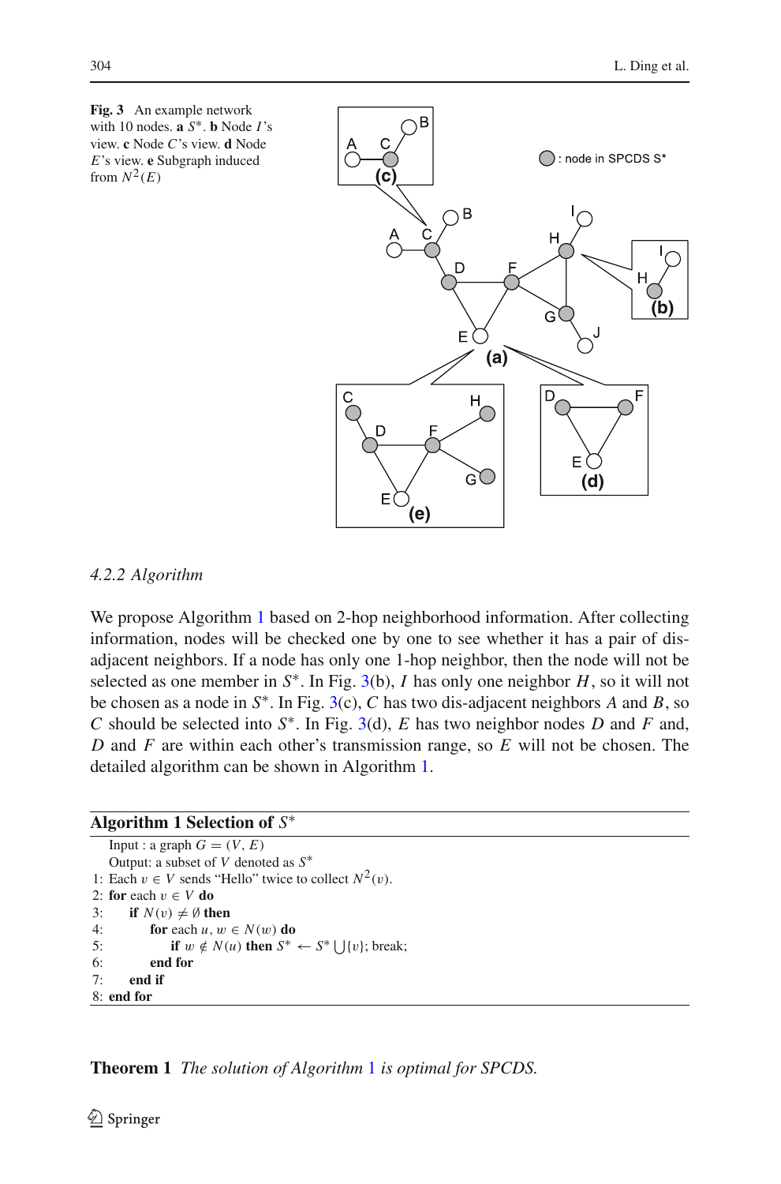**Fig. 3** An example network with 10 nodes. **a** $S^*$. **b** Node $I$'s view. **c** Node $C$'s view. **d** Node $E$'s view. **e** Subgraph induced from $N^2(E)$

#### 4.2.2 Algorithm

We propose Algorithm 1 based on 2-hop neighborhood information. After collecting information, nodes will be checked one by one to see whether it has a pair of dis-adjacent neighbors. If a node has only one 1-hop neighbor, then the node will not be selected as one member in $S^*$. In Fig. 3(b), $I$ has only one neighbor $H$, so it will not be chosen as a node in $S^*$. In Fig. 3(c), $C$ has two dis-adjacent neighbors $A$ and $B$, so $C$ should be selected into $S^*$. In Fig. 3(d), $E$ has two neighbor nodes $D$ and $F$ and, $D$ and $F$ are within each other's transmission range, so $E$ will not be chosen. The detailed algorithm can be shown in Algorithm 1.

**Algorithm 1 Selection of $S^*$**

```
   Input : a graph G = (V, E)
   Output: a subset of V denoted as S*
1: Each v ∈ V sends "Hello" twice to collect N^2(v).
2: for each v ∈ V do
3:     if N(v) ≠ ∅ then
4:         for each u, w ∈ N(w) do
5:             if w ∉ N(u) then S* ← S* ⋃{v}; break;
6:         end for
7:     end if
8: end for
```

**Theorem 1** *The solution of Algorithm 1 is optimal for SPCDS.*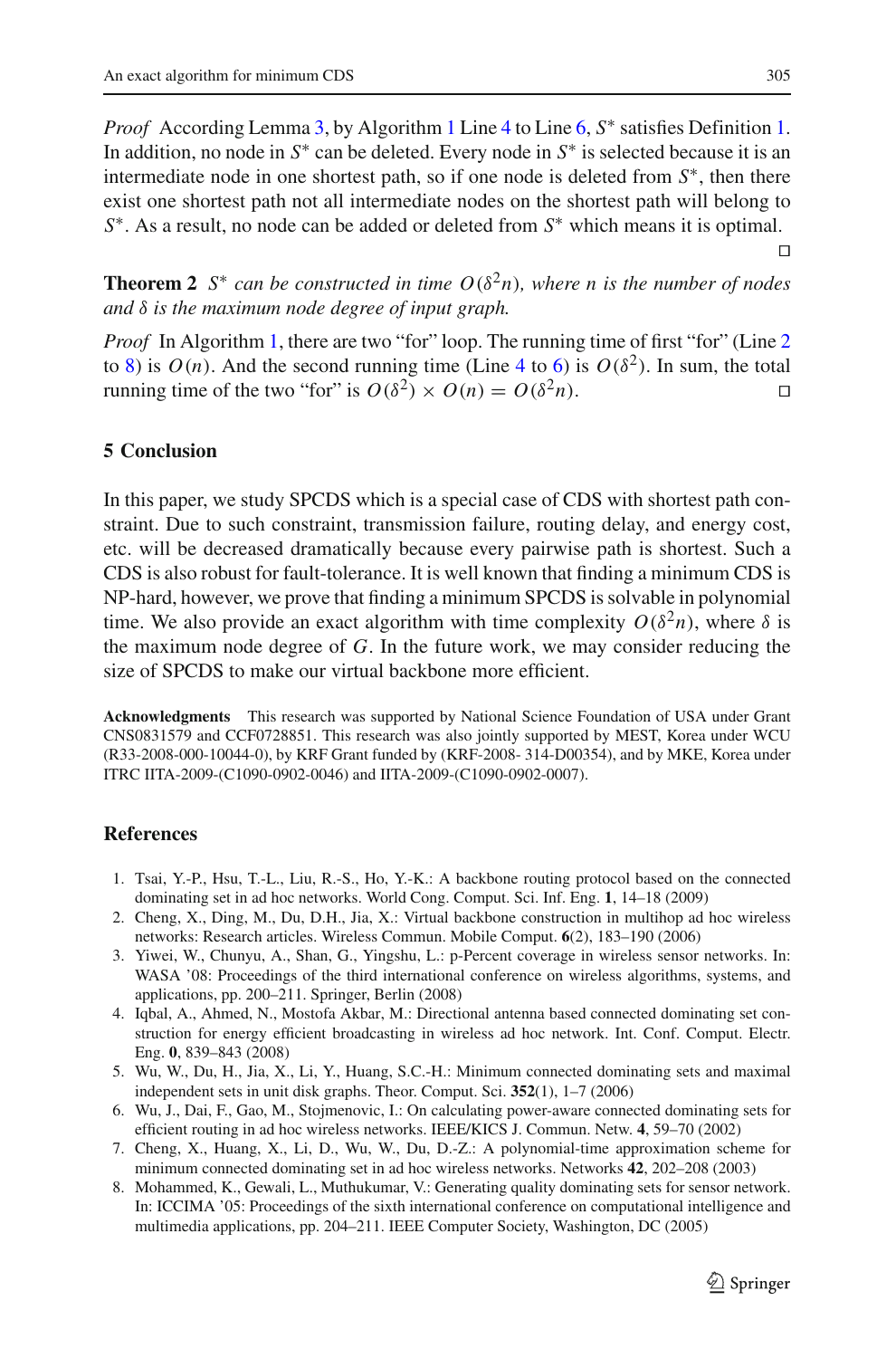*Proof* According Lemma 3, by Algorithm 1 Line 4 to Line 6, $S^*$ satisfies Definition 1. In addition, no node in $S^*$ can be deleted. Every node in $S^*$ is selected because it is an intermediate node in one shortest path, so if one node is deleted from $S^*$, then there exist one shortest path not all intermediate nodes on the shortest path will belong to $S^*$. As a result, no node can be added or deleted from $S^*$ which means it is optimal. □

**Theorem 2** *$S^*$ can be constructed in time $O(\delta^2 n)$, where n is the number of nodes and $\delta$ is the maximum node degree of input graph.*

*Proof* In Algorithm 1, there are two "for" loop. The running time of first "for" (Line 2 to 8) is $O(n)$. And the second running time (Line 4 to 6) is $O(\delta^2)$. In sum, the total running time of the two "for" is $O(\delta^2) \times O(n) = O(\delta^2 n)$. □

## 5 Conclusion

In this paper, we study SPCDS which is a special case of CDS with shortest path constraint. Due to such constraint, transmission failure, routing delay, and energy cost, etc. will be decreased dramatically because every pairwise path is shortest. Such a CDS is also robust for fault-tolerance. It is well known that finding a minimum CDS is NP-hard, however, we prove that finding a minimum SPCDS is solvable in polynomial time. We also provide an exact algorithm with time complexity $O(\delta^2 n)$, where $\delta$ is the maximum node degree of $G$. In the future work, we may consider reducing the size of SPCDS to make our virtual backbone more efficient.

**Acknowledgments** This research was supported by National Science Foundation of USA under Grant CNS0831579 and CCF0728851. This research was also jointly supported by MEST, Korea under WCU (R33-2008-000-10044-0), by KRF Grant funded by (KRF-2008- 314-D00354), and by MKE, Korea under ITRC IITA-2009-(C1090-0902-0046) and IITA-2009-(C1090-0902-0007).

## References

1. Tsai, Y.-P., Hsu, T.-L., Liu, R.-S., Ho, Y.-K.: A backbone routing protocol based on the connected dominating set in ad hoc networks. World Cong. Comput. Sci. Inf. Eng. **1**, 14–18 (2009)
2. Cheng, X., Ding, M., Du, D.H., Jia, X.: Virtual backbone construction in multihop ad hoc wireless networks: Research articles. Wireless Commun. Mobile Comput. **6**(2), 183–190 (2006)
3. Yiwei, W., Chunyu, A., Shan, G., Yingshu, L.: p-Percent coverage in wireless sensor networks. In: WASA '08: Proceedings of the third international conference on wireless algorithms, systems, and applications, pp. 200–211. Springer, Berlin (2008)
4. Iqbal, A., Ahmed, N., Mostofa Akbar, M.: Directional antenna based connected dominating set construction for energy efficient broadcasting in wireless ad hoc network. Int. Conf. Comput. Electr. Eng. **0**, 839–843 (2008)
5. Wu, W., Du, H., Jia, X., Li, Y., Huang, S.C.-H.: Minimum connected dominating sets and maximal independent sets in unit disk graphs. Theor. Comput. Sci. **352**(1), 1–7 (2006)
6. Wu, J., Dai, F., Gao, M., Stojmenovic, I.: On calculating power-aware connected dominating sets for efficient routing in ad hoc wireless networks. IEEE/KICS J. Commun. Netw. **4**, 59–70 (2002)
7. Cheng, X., Huang, X., Li, D., Wu, W., Du, D.-Z.: A polynomial-time approximation scheme for minimum connected dominating set in ad hoc wireless networks. Networks **42**, 202–208 (2003)
8. Mohammed, K., Gewali, L., Muthukumar, V.: Generating quality dominating sets for sensor network. In: ICCIMA '05: Proceedings of the sixth international conference on computational intelligence and multimedia applications, pp. 204–211. IEEE Computer Society, Washington, DC (2005)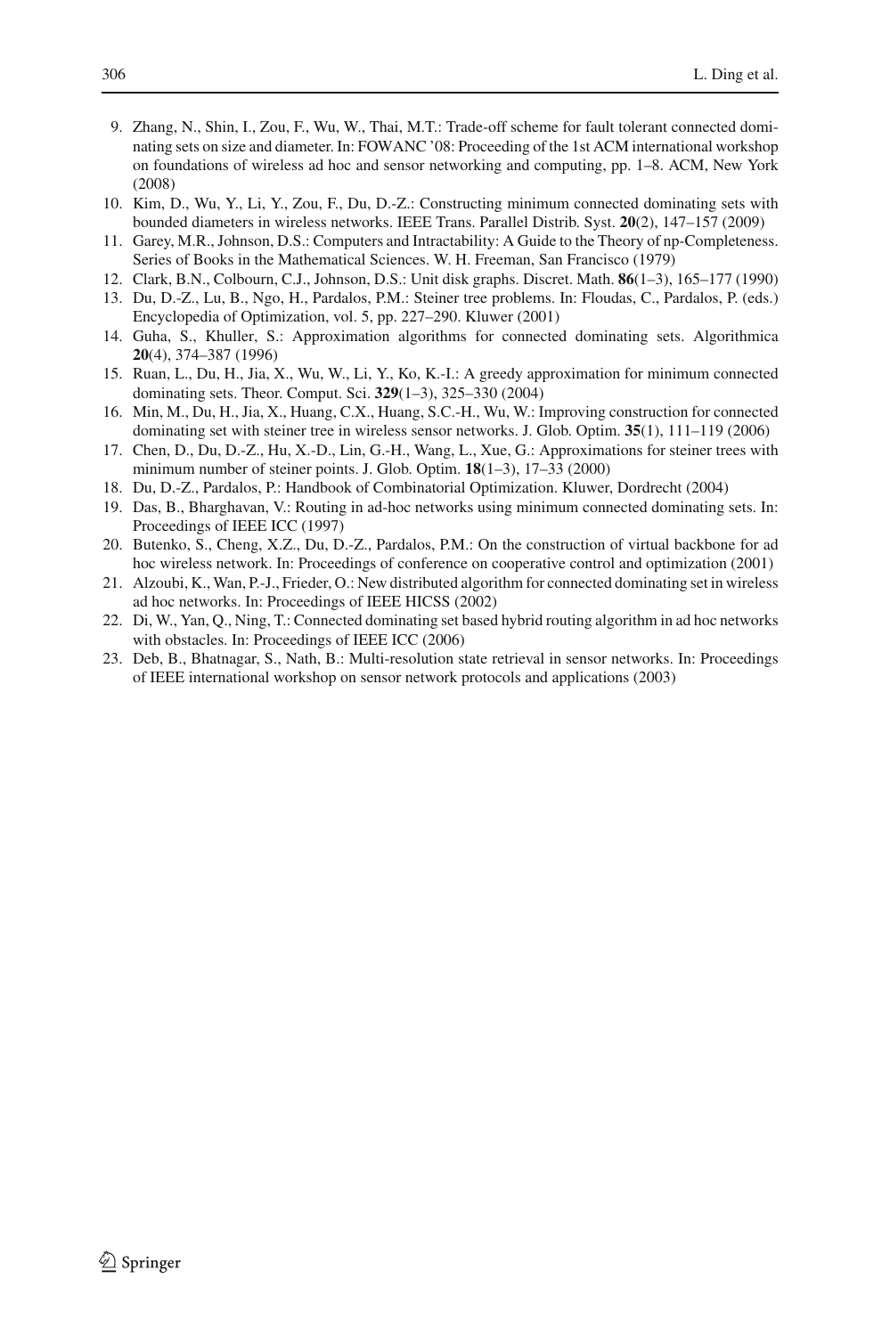9. Zhang, N., Shin, I., Zou, F., Wu, W., Thai, M.T.: Trade-off scheme for fault tolerant connected dominating sets on size and diameter. In: FOWANC '08: Proceeding of the 1st ACM international workshop on foundations of wireless ad hoc and sensor networking and computing, pp. 1–8. ACM, New York (2008)
10. Kim, D., Wu, Y., Li, Y., Zou, F., Du, D.-Z.: Constructing minimum connected dominating sets with bounded diameters in wireless networks. IEEE Trans. Parallel Distrib. Syst. **20**(2), 147–157 (2009)
11. Garey, M.R., Johnson, D.S.: Computers and Intractability: A Guide to the Theory of np-Completeness. Series of Books in the Mathematical Sciences. W. H. Freeman, San Francisco (1979)
12. Clark, B.N., Colbourn, C.J., Johnson, D.S.: Unit disk graphs. Discret. Math. **86**(1–3), 165–177 (1990)
13. Du, D.-Z., Lu, B., Ngo, H., Pardalos, P.M.: Steiner tree problems. In: Floudas, C., Pardalos, P. (eds.) Encyclopedia of Optimization, vol. 5, pp. 227–290. Kluwer (2001)
14. Guha, S., Khuller, S.: Approximation algorithms for connected dominating sets. Algorithmica **20**(4), 374–387 (1996)
15. Ruan, L., Du, H., Jia, X., Wu, W., Li, Y., Ko, K.-I.: A greedy approximation for minimum connected dominating sets. Theor. Comput. Sci. **329**(1–3), 325–330 (2004)
16. Min, M., Du, H., Jia, X., Huang, C.X., Huang, S.C.-H., Wu, W.: Improving construction for connected dominating set with steiner tree in wireless sensor networks. J. Glob. Optim. **35**(1), 111–119 (2006)
17. Chen, D., Du, D.-Z., Hu, X.-D., Lin, G.-H., Wang, L., Xue, G.: Approximations for steiner trees with minimum number of steiner points. J. Glob. Optim. **18**(1–3), 17–33 (2000)
18. Du, D.-Z., Pardalos, P.: Handbook of Combinatorial Optimization. Kluwer, Dordrecht (2004)
19. Das, B., Bharghavan, V.: Routing in ad-hoc networks using minimum connected dominating sets. In: Proceedings of IEEE ICC (1997)
20. Butenko, S., Cheng, X.Z., Du, D.-Z., Pardalos, P.M.: On the construction of virtual backbone for ad hoc wireless network. In: Proceedings of conference on cooperative control and optimization (2001)
21. Alzoubi, K., Wan, P.-J., Frieder, O.: New distributed algorithm for connected dominating set in wireless ad hoc networks. In: Proceedings of IEEE HICSS (2002)
22. Di, W., Yan, Q., Ning, T.: Connected dominating set based hybrid routing algorithm in ad hoc networks with obstacles. In: Proceedings of IEEE ICC (2006)
23. Deb, B., Bhatnagar, S., Nath, B.: Multi-resolution state retrieval in sensor networks. In: Proceedings of IEEE international workshop on sensor network protocols and applications (2003)